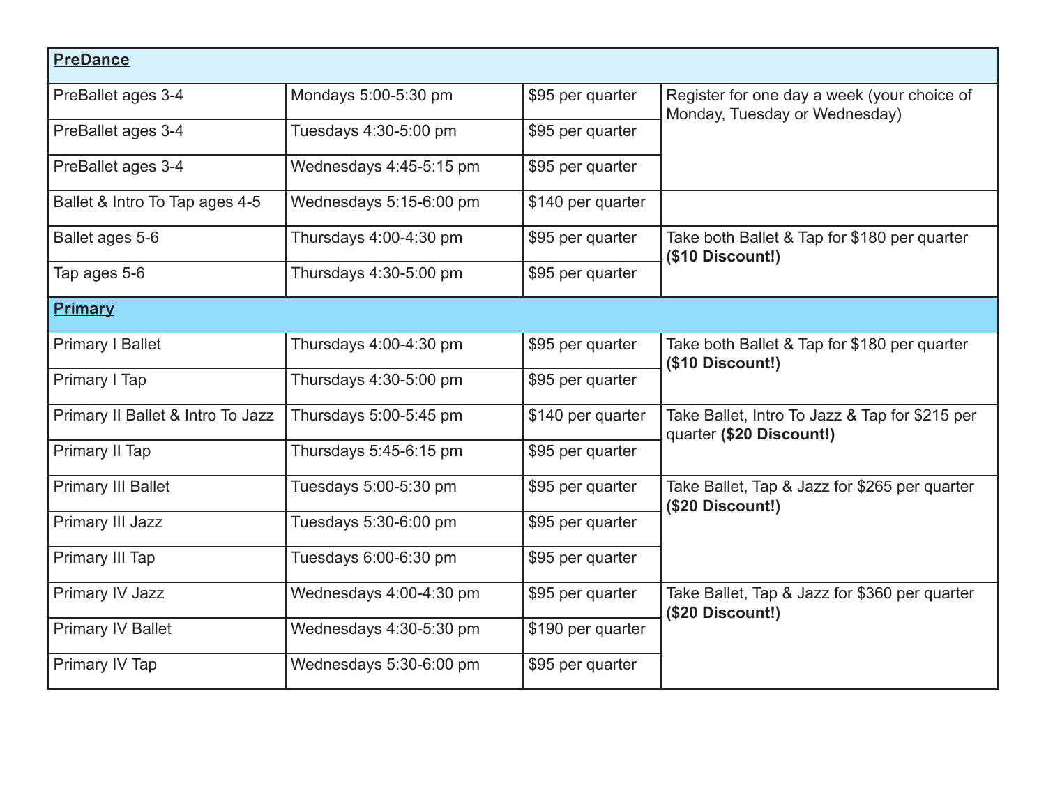| **PreDance** | | | |
|---|---|---|---|
| PreBallet ages 3-4 | Mondays 5:00-5:30 pm | $95 per quarter | Register for one day a week (your choice of Monday, Tuesday or Wednesday) |
| PreBallet ages 3-4 | Tuesdays 4:30-5:00 pm | $95 per quarter | |
| PreBallet ages 3-4 | Wednesdays 4:45-5:15 pm | $95 per quarter | |
| Ballet & Intro To Tap ages 4-5 | Wednesdays 5:15-6:00 pm | $140 per quarter | |
| Ballet ages 5-6 | Thursdays 4:00-4:30 pm | $95 per quarter | Take both Ballet & Tap for $180 per quarter **($10 Discount!)** |
| Tap ages 5-6 | Thursdays 4:30-5:00 pm | $95 per quarter | |
| **Primary** | | | |
| Primary I Ballet | Thursdays 4:00-4:30 pm | $95 per quarter | Take both Ballet & Tap for $180 per quarter **($10 Discount!)** |
| Primary I Tap | Thursdays 4:30-5:00 pm | $95 per quarter | |
| Primary II Ballet & Intro To Jazz | Thursdays 5:00-5:45 pm | $140 per quarter | Take Ballet, Intro To Jazz & Tap for $215 per quarter **($20 Discount!)** |
| Primary II Tap | Thursdays 5:45-6:15 pm | $95 per quarter | |
| Primary III Ballet | Tuesdays 5:00-5:30 pm | $95 per quarter | Take Ballet, Tap & Jazz for $265 per quarter **($20 Discount!)** |
| Primary III Jazz | Tuesdays 5:30-6:00 pm | $95 per quarter | |
| Primary III Tap | Tuesdays 6:00-6:30 pm | $95 per quarter | |
| Primary IV Jazz | Wednesdays 4:00-4:30 pm | $95 per quarter | Take Ballet, Tap & Jazz for $360 per quarter **($20 Discount!)** |
| Primary IV Ballet | Wednesdays 4:30-5:30 pm | $190 per quarter | |
| Primary IV Tap | Wednesdays 5:30-6:00 pm | $95 per quarter | |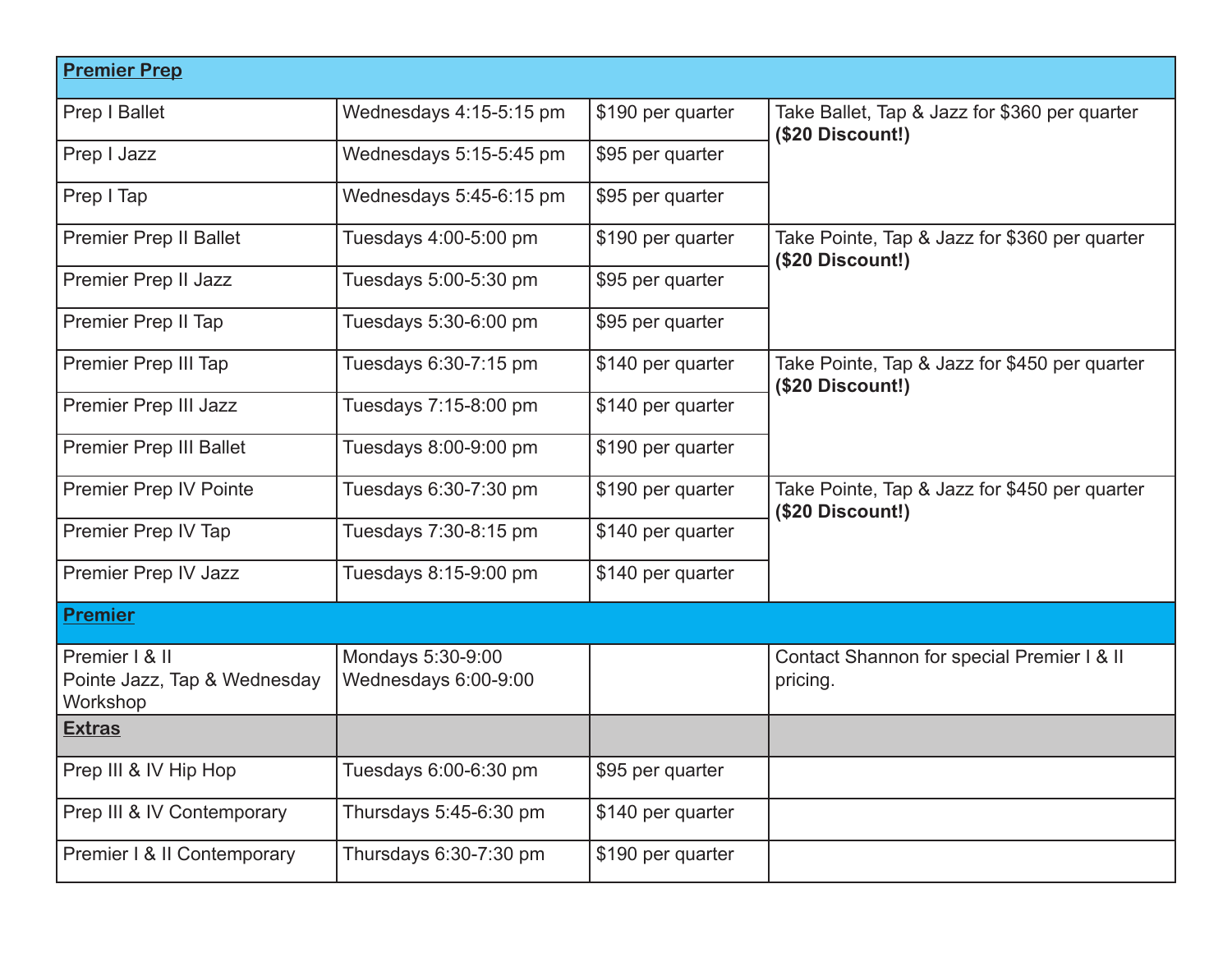| **Premier Prep** | | | |
|---|---|---|---|
| Prep I Ballet | Wednesdays 4:15-5:15 pm | $190 per quarter | Take Ballet, Tap & Jazz for $360 per quarter **($20 Discount!)** |
| Prep I Jazz | Wednesdays 5:15-5:45 pm | $95 per quarter | |
| Prep I Tap | Wednesdays 5:45-6:15 pm | $95 per quarter | |
| Premier Prep II Ballet | Tuesdays 4:00-5:00 pm | $190 per quarter | Take Pointe, Tap & Jazz for $360 per quarter **($20 Discount!)** |
| Premier Prep II Jazz | Tuesdays 5:00-5:30 pm | $95 per quarter | |
| Premier Prep II Tap | Tuesdays 5:30-6:00 pm | $95 per quarter | |
| Premier Prep III Tap | Tuesdays 6:30-7:15 pm | $140 per quarter | Take Pointe, Tap & Jazz for $450 per quarter **($20 Discount!)** |
| Premier Prep III Jazz | Tuesdays 7:15-8:00 pm | $140 per quarter | |
| Premier Prep III Ballet | Tuesdays 8:00-9:00 pm | $190 per quarter | |
| Premier Prep IV Pointe | Tuesdays 6:30-7:30 pm | $190 per quarter | Take Pointe, Tap & Jazz for $450 per quarter **($20 Discount!)** |
| Premier Prep IV Tap | Tuesdays 7:30-8:15 pm | $140 per quarter | |
| Premier Prep IV Jazz | Tuesdays 8:15-9:00 pm | $140 per quarter | |
| **Premier** | | | |
| Premier I & II Pointe Jazz, Tap & Wednesday Workshop | Mondays 5:30-9:00 Wednesdays 6:00-9:00 | | Contact Shannon for special Premier I & II pricing. |
| **Extras** | | | |
| Prep III & IV Hip Hop | Tuesdays 6:00-6:30 pm | $95 per quarter | |
| Prep III & IV Contemporary | Thursdays 5:45-6:30 pm | $140 per quarter | |
| Premier I & II Contemporary | Thursdays 6:30-7:30 pm | $190 per quarter | |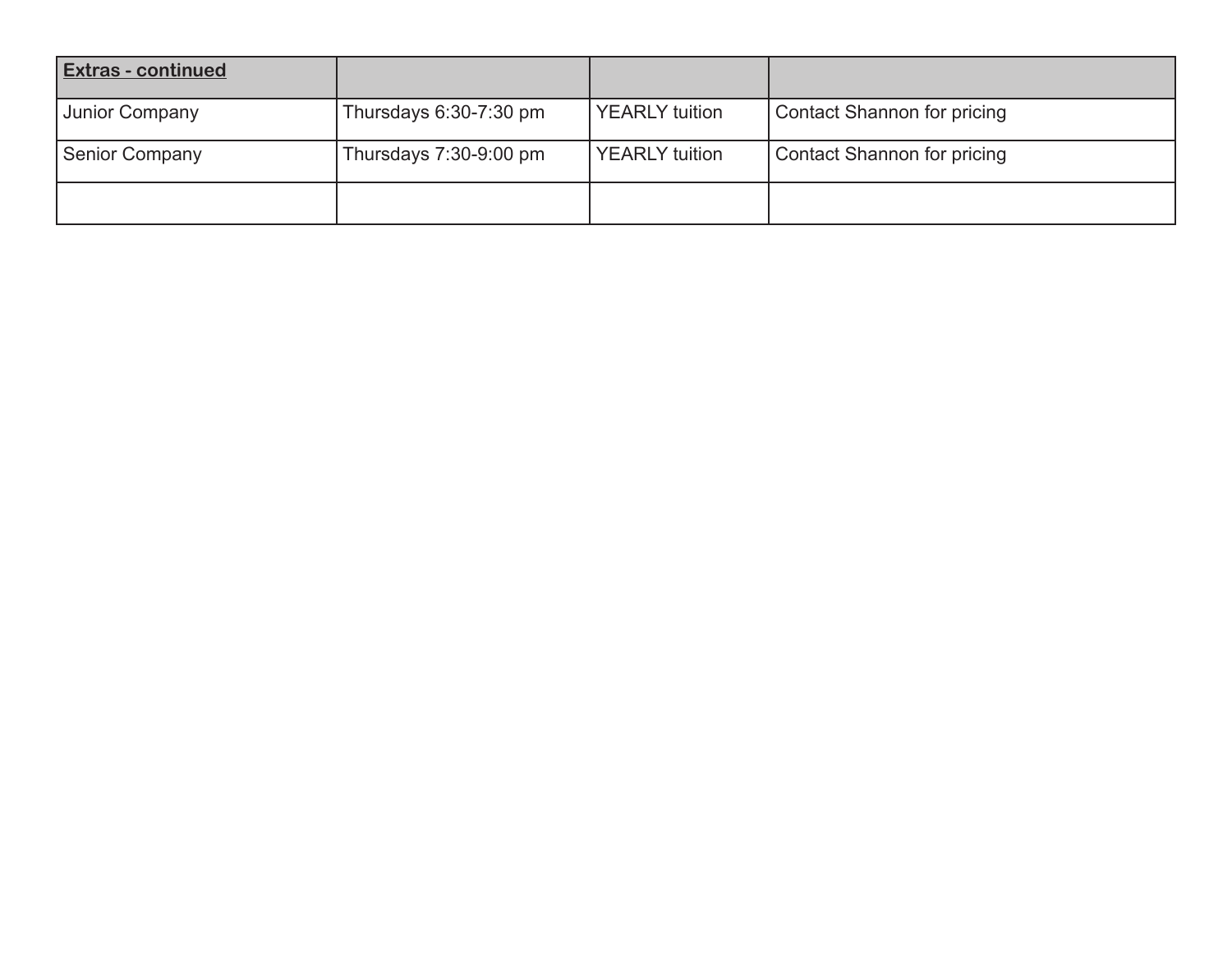| **Extras - continued** | | | |
|---|---|---|---|
| Junior Company | Thursdays 6:30-7:30 pm | YEARLY tuition | Contact Shannon for pricing |
| Senior Company | Thursdays 7:30-9:00 pm | YEARLY tuition | Contact Shannon for pricing |
| | | | |